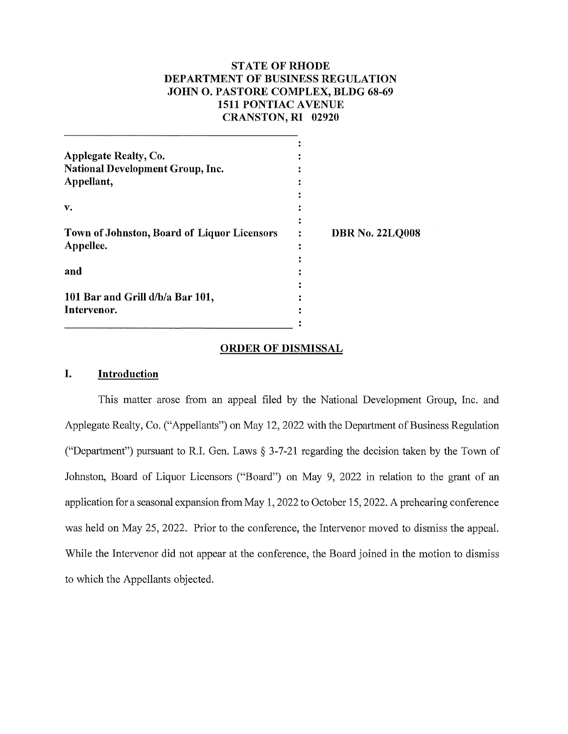**STATE OF RHODE**
**DEPARTMENT OF BUSINESS REGULATION**
**JOHN O. PASTORE COMPLEX, BLDG 68-69**
**1511 PONTIAC AVENUE**
**CRANSTON, RI 02920**

| | |
|---|---|
| **Applegate Realty, Co.**<br>**National Development Group, Inc.**<br>**Appellant,**<br><br>**v.**<br><br>**Town of Johnston, Board of Liquor Licensors**<br>**Appellee.**<br><br>**and**<br><br>**101 Bar and Grill d/b/a Bar 101,**<br>**Intervenor.** | **DBR No. 22LQ008** |

## ORDER OF DISMISSAL

### I. Introduction

This matter arose from an appeal filed by the National Development Group, Inc. and Applegate Realty, Co. ("Appellants") on May 12, 2022 with the Department of Business Regulation ("Department") pursuant to R.I. Gen. Laws § 3-7-21 regarding the decision taken by the Town of Johnston, Board of Liquor Licensors ("Board") on May 9, 2022 in relation to the grant of an application for a seasonal expansion from May 1, 2022 to October 15, 2022. A prehearing conference was held on May 25, 2022. Prior to the conference, the Intervenor moved to dismiss the appeal. While the Intervenor did not appear at the conference, the Board joined in the motion to dismiss to which the Appellants objected.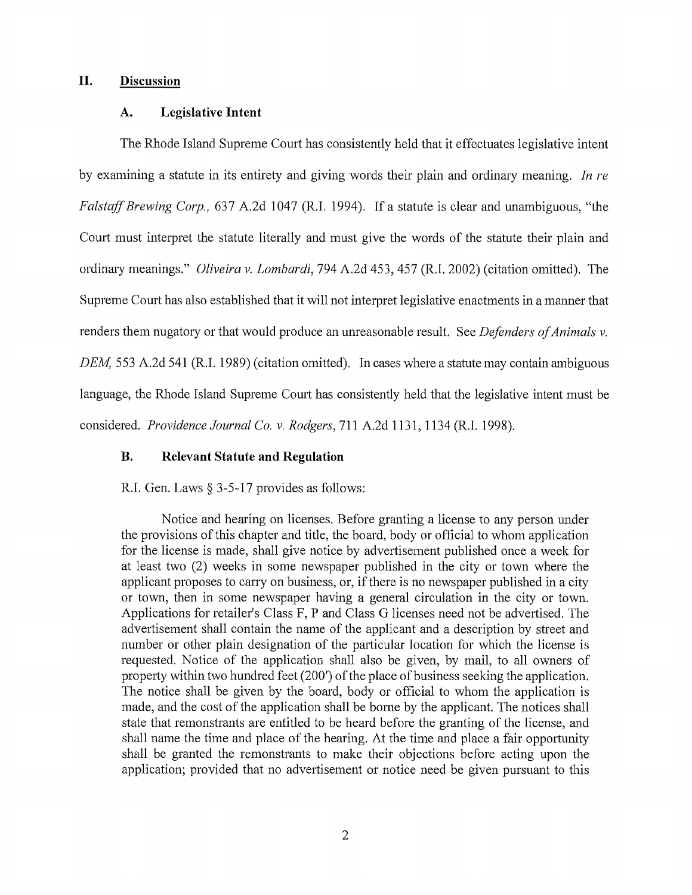## II. Discussion

### A. Legislative Intent

The Rhode Island Supreme Court has consistently held that it effectuates legislative intent by examining a statute in its entirety and giving words their plain and ordinary meaning. *In re Falstaff Brewing Corp.,* 637 A.2d 1047 (R.I. 1994). If a statute is clear and unambiguous, "the Court must interpret the statute literally and must give the words of the statute their plain and ordinary meanings." *Oliveira v. Lombardi,* 794 A.2d 453, 457 (R.I. 2002) (citation omitted). The Supreme Court has also established that it will not interpret legislative enactments in a manner that renders them nugatory or that would produce an unreasonable result. See *Defenders of Animals v. DEM,* 553 A.2d 541 (R.I. 1989) (citation omitted). In cases where a statute may contain ambiguous language, the Rhode Island Supreme Court has consistently held that the legislative intent must be considered. *Providence Journal Co. v. Rodgers,* 711 A.2d 1131, 1134 (R.I. 1998).

### B. Relevant Statute and Regulation

R.I. Gen. Laws § 3-5-17 provides as follows:

> Notice and hearing on licenses. Before granting a license to any person under the provisions of this chapter and title, the board, body or official to whom application for the license is made, shall give notice by advertisement published once a week for at least two (2) weeks in some newspaper published in the city or town where the applicant proposes to carry on business, or, if there is no newspaper published in a city or town, then in some newspaper having a general circulation in the city or town. Applications for retailer's Class F, P and Class G licenses need not be advertised. The advertisement shall contain the name of the applicant and a description by street and number or other plain designation of the particular location for which the license is requested. Notice of the application shall also be given, by mail, to all owners of property within two hundred feet (200') of the place of business seeking the application. The notice shall be given by the board, body or official to whom the application is made, and the cost of the application shall be borne by the applicant. The notices shall state that remonstrants are entitled to be heard before the granting of the license, and shall name the time and place of the hearing. At the time and place a fair opportunity shall be granted the remonstrants to make their objections before acting upon the application; provided that no advertisement or notice need be given pursuant to this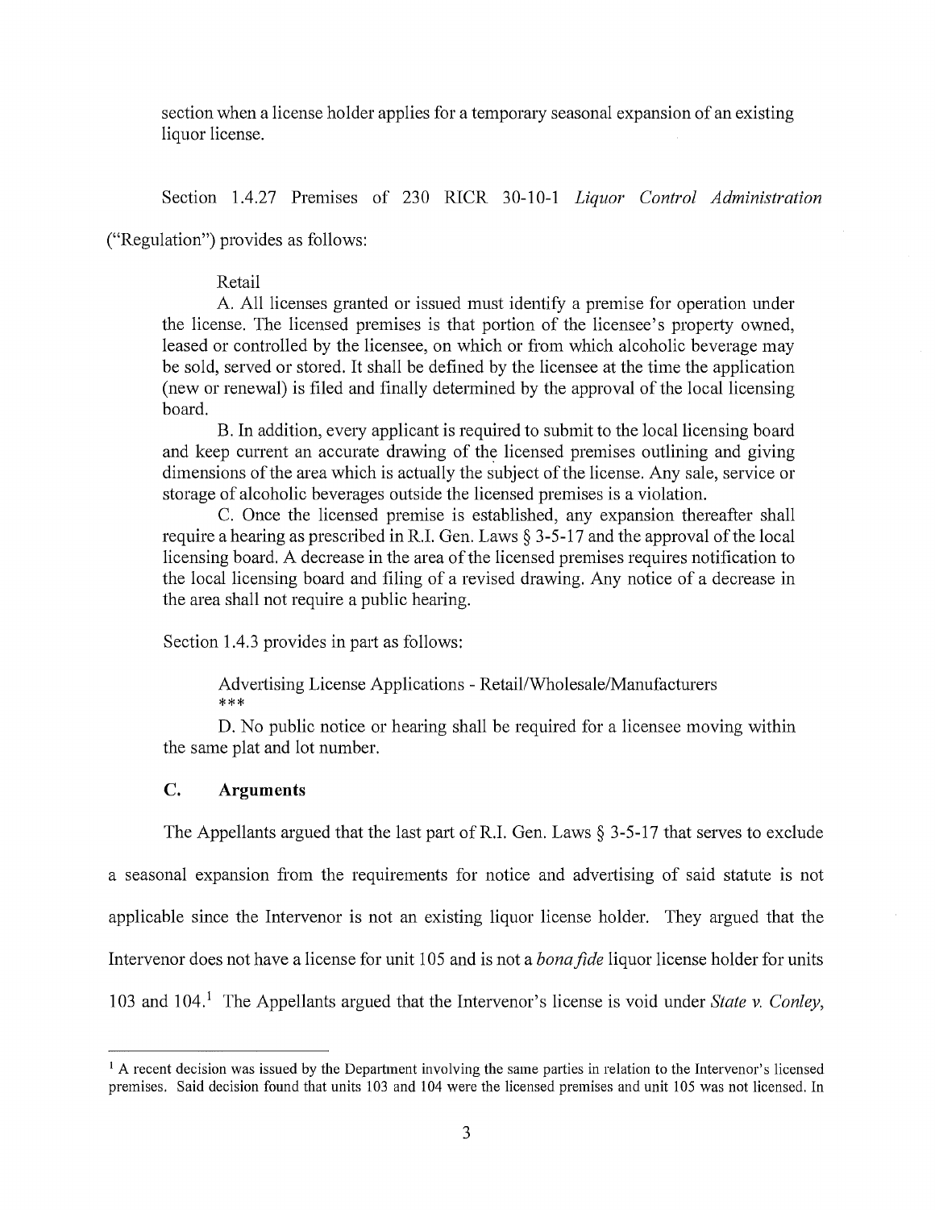section when a license holder applies for a temporary seasonal expansion of an existing liquor license.

Section 1.4.27 Premises of 230 RICR 30-10-1 *Liquor Control Administration* ("Regulation") provides as follows:

> Retail
>
> A. All licenses granted or issued must identify a premise for operation under the license. The licensed premises is that portion of the licensee's property owned, leased or controlled by the licensee, on which or from which alcoholic beverage may be sold, served or stored. It shall be defined by the licensee at the time the application (new or renewal) is filed and finally determined by the approval of the local licensing board.
>
> B. In addition, every applicant is required to submit to the local licensing board and keep current an accurate drawing of the licensed premises outlining and giving dimensions of the area which is actually the subject of the license. Any sale, service or storage of alcoholic beverages outside the licensed premises is a violation.
>
> C. Once the licensed premise is established, any expansion thereafter shall require a hearing as prescribed in R.I. Gen. Laws § 3-5-17 and the approval of the local licensing board. A decrease in the area of the licensed premises requires notification to the local licensing board and filing of a revised drawing. Any notice of a decrease in the area shall not require a public hearing.

Section 1.4.3 provides in part as follows:

> Advertising License Applications - Retail/Wholesale/Manufacturers
>
> ***
>
> D. No public notice or hearing shall be required for a licensee moving within the same plat and lot number.

### C. Arguments

The Appellants argued that the last part of R.I. Gen. Laws § 3-5-17 that serves to exclude a seasonal expansion from the requirements for notice and advertising of said statute is not applicable since the Intervenor is not an existing liquor license holder. They argued that the Intervenor does not have a license for unit 105 and is not a *bona fide* liquor license holder for units 103 and 104.[1] The Appellants argued that the Intervenor's license is void under *State v. Conley*,

[1] A recent decision was issued by the Department involving the same parties in relation to the Intervenor's licensed premises. Said decision found that units 103 and 104 were the licensed premises and unit 105 was not licensed. In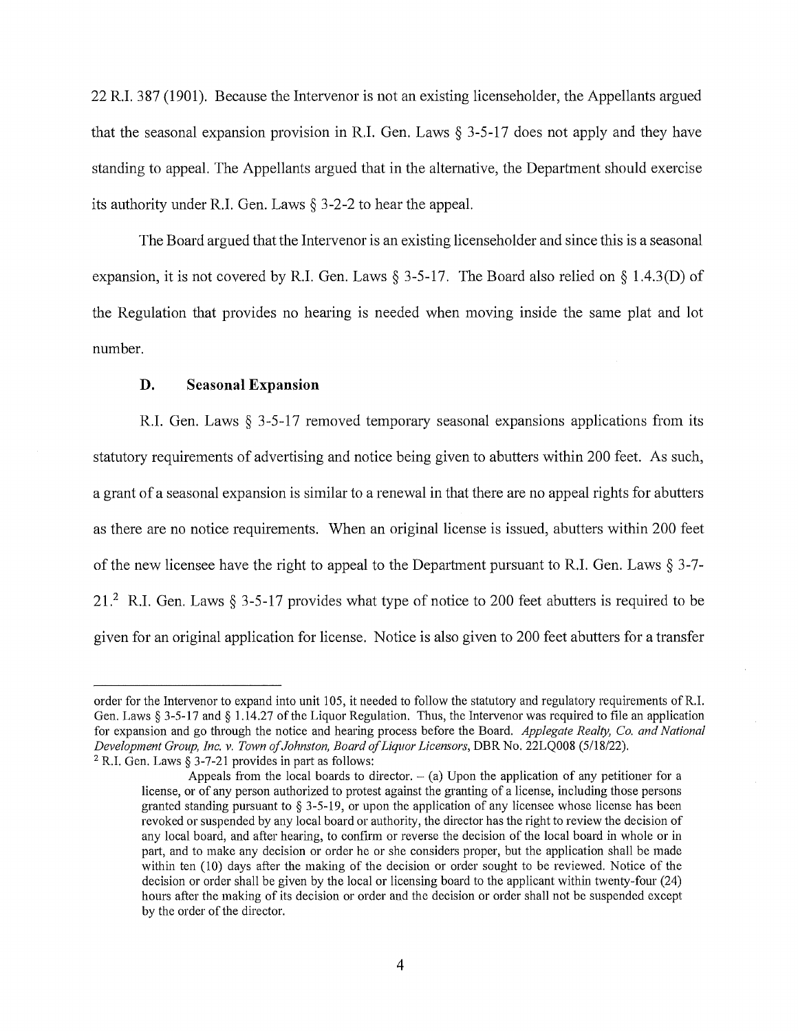22 R.I. 387 (1901). Because the Intervenor is not an existing licenseholder, the Appellants argued that the seasonal expansion provision in R.I. Gen. Laws § 3-5-17 does not apply and they have standing to appeal. The Appellants argued that in the alternative, the Department should exercise its authority under R.I. Gen. Laws § 3-2-2 to hear the appeal.

The Board argued that the Intervenor is an existing licenseholder and since this is a seasonal expansion, it is not covered by R.I. Gen. Laws § 3-5-17. The Board also relied on § 1.4.3(D) of the Regulation that provides no hearing is needed when moving inside the same plat and lot number.

### D. Seasonal Expansion

R.I. Gen. Laws § 3-5-17 removed temporary seasonal expansions applications from its statutory requirements of advertising and notice being given to abutters within 200 feet. As such, a grant of a seasonal expansion is similar to a renewal in that there are no appeal rights for abutters as there are no notice requirements. When an original license is issued, abutters within 200 feet of the new licensee have the right to appeal to the Department pursuant to R.I. Gen. Laws § 3-7-21.[2] R.I. Gen. Laws § 3-5-17 provides what type of notice to 200 feet abutters is required to be given for an original application for license. Notice is also given to 200 feet abutters for a transfer

---

order for the Intervenor to expand into unit 105, it needed to follow the statutory and regulatory requirements of R.I. Gen. Laws § 3-5-17 and § 1.14.27 of the Liquor Regulation. Thus, the Intervenor was required to file an application for expansion and go through the notice and hearing process before the Board. *Applegate Realty, Co. and National Development Group, Inc. v. Town of Johnston, Board of Liquor Licensors*, DBR No. 22LQ008 (5/18/22).

[2] R.I. Gen. Laws § 3-7-21 provides in part as follows:

> Appeals from the local boards to director. – (a) Upon the application of any petitioner for a license, or of any person authorized to protest against the granting of a license, including those persons granted standing pursuant to § 3-5-19, or upon the application of any licensee whose license has been revoked or suspended by any local board or authority, the director has the right to review the decision of any local board, and after hearing, to confirm or reverse the decision of the local board in whole or in part, and to make any decision or order he or she considers proper, but the application shall be made within ten (10) days after the making of the decision or order sought to be reviewed. Notice of the decision or order shall be given by the local or licensing board to the applicant within twenty-four (24) hours after the making of its decision or order and the decision or order shall not be suspended except by the order of the director.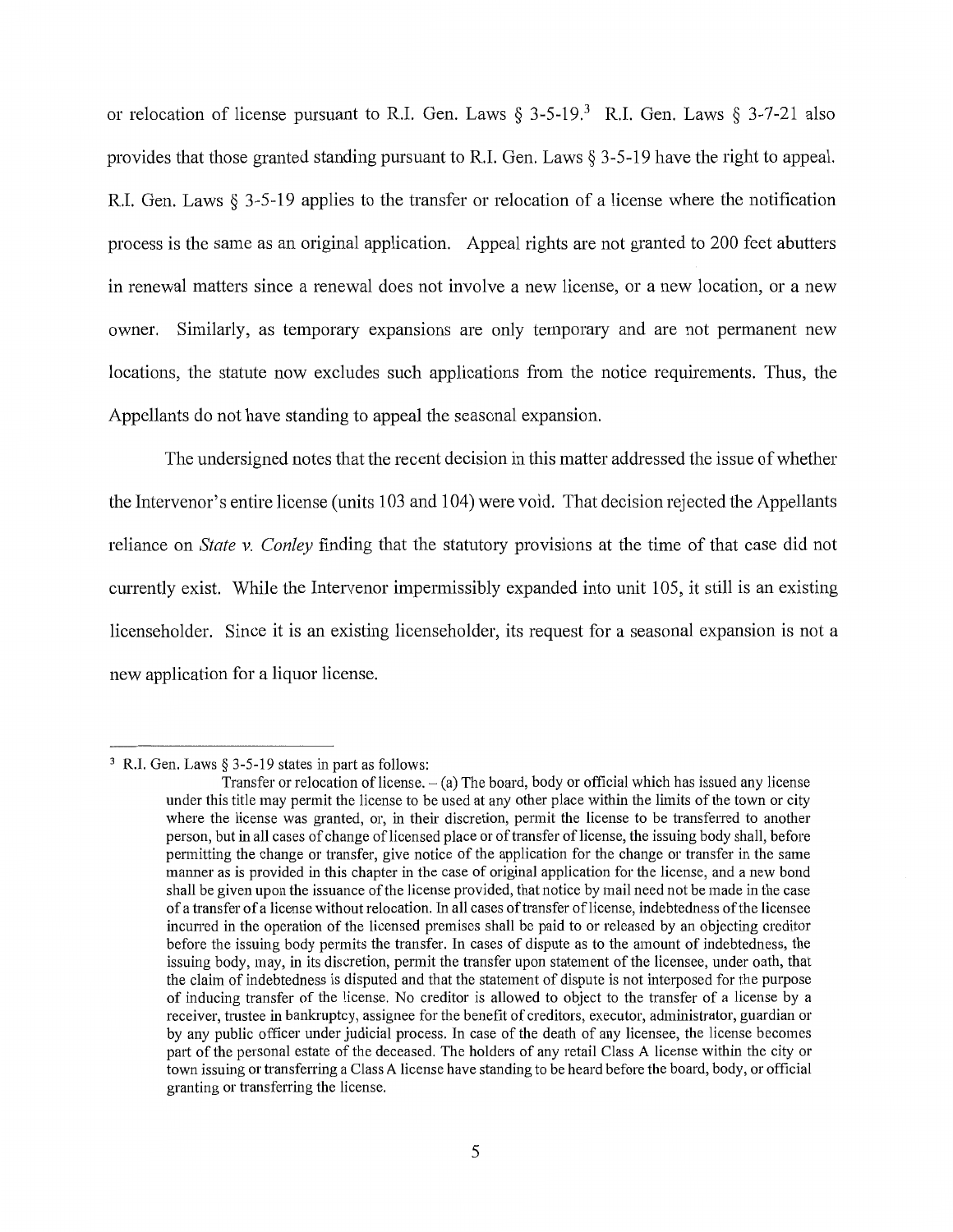or relocation of license pursuant to R.I. Gen. Laws § 3-5-19.[3] R.I. Gen. Laws § 3-7-21 also provides that those granted standing pursuant to R.I. Gen. Laws § 3-5-19 have the right to appeal. R.I. Gen. Laws § 3-5-19 applies to the transfer or relocation of a license where the notification process is the same as an original application. Appeal rights are not granted to 200 feet abutters in renewal matters since a renewal does not involve a new license, or a new location, or a new owner. Similarly, as temporary expansions are only temporary and are not permanent new locations, the statute now excludes such applications from the notice requirements. Thus, the Appellants do not have standing to appeal the seasonal expansion.

The undersigned notes that the recent decision in this matter addressed the issue of whether the Intervenor's entire license (units 103 and 104) were void. That decision rejected the Appellants reliance on *State v. Conley* finding that the statutory provisions at the time of that case did not currently exist. While the Intervenor impermissibly expanded into unit 105, it still is an existing licenseholder. Since it is an existing licenseholder, its request for a seasonal expansion is not a new application for a liquor license.

---

[3] R.I. Gen. Laws § 3-5-19 states in part as follows:

> Transfer or relocation of license. – (a) The board, body or official which has issued any license under this title may permit the license to be used at any other place within the limits of the town or city where the license was granted, or, in their discretion, permit the license to be transferred to another person, but in all cases of change of licensed place or of transfer of license, the issuing body shall, before permitting the change or transfer, give notice of the application for the change or transfer in the same manner as is provided in this chapter in the case of original application for the license, and a new bond shall be given upon the issuance of the license provided, that notice by mail need not be made in the case of a transfer of a license without relocation. In all cases of transfer of license, indebtedness of the licensee incurred in the operation of the licensed premises shall be paid to or released by an objecting creditor before the issuing body permits the transfer. In cases of dispute as to the amount of indebtedness, the issuing body, may, in its discretion, permit the transfer upon statement of the licensee, under oath, that the claim of indebtedness is disputed and that the statement of dispute is not interposed for the purpose of inducing transfer of the license. No creditor is allowed to object to the transfer of a license by a receiver, trustee in bankruptcy, assignee for the benefit of creditors, executor, administrator, guardian or by any public officer under judicial process. In case of the death of any licensee, the license becomes part of the personal estate of the deceased. The holders of any retail Class A license within the city or town issuing or transferring a Class A license have standing to be heard before the board, body, or official granting or transferring the license.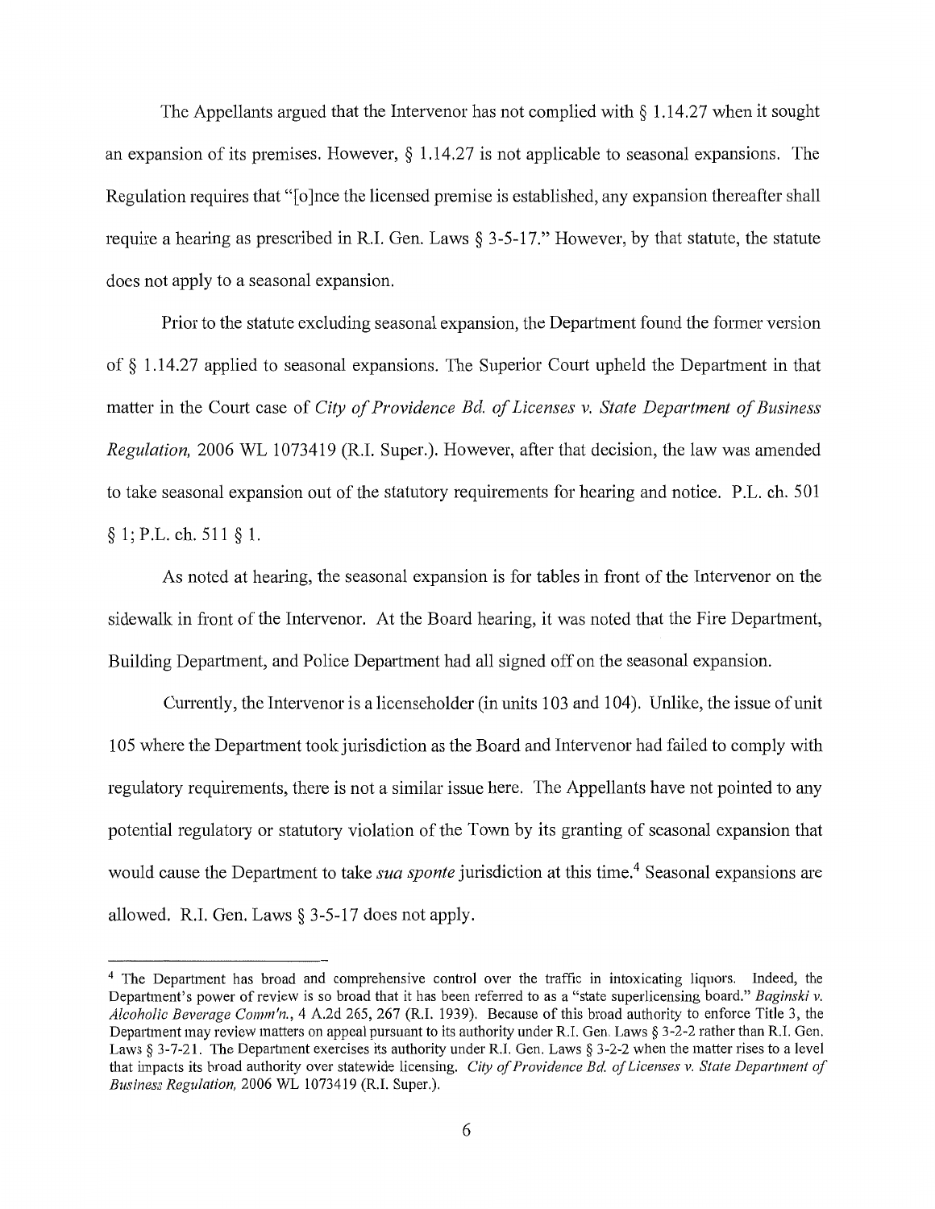The Appellants argued that the Intervenor has not complied with § 1.14.27 when it sought an expansion of its premises. However, § 1.14.27 is not applicable to seasonal expansions. The Regulation requires that "[o]nce the licensed premise is established, any expansion thereafter shall require a hearing as prescribed in R.I. Gen. Laws § 3-5-17." However, by that statute, the statute does not apply to a seasonal expansion.

Prior to the statute excluding seasonal expansion, the Department found the former version of § 1.14.27 applied to seasonal expansions. The Superior Court upheld the Department in that matter in the Court case of *City of Providence Bd. of Licenses v. State Department of Business Regulation,* 2006 WL 1073419 (R.I. Super.). However, after that decision, the law was amended to take seasonal expansion out of the statutory requirements for hearing and notice. P.L. ch. 501 § 1; P.L. ch. 511 § 1.

As noted at hearing, the seasonal expansion is for tables in front of the Intervenor on the sidewalk in front of the Intervenor. At the Board hearing, it was noted that the Fire Department, Building Department, and Police Department had all signed off on the seasonal expansion.

Currently, the Intervenor is a licenseholder (in units 103 and 104). Unlike, the issue of unit 105 where the Department took jurisdiction as the Board and Intervenor had failed to comply with regulatory requirements, there is not a similar issue here. The Appellants have not pointed to any potential regulatory or statutory violation of the Town by its granting of seasonal expansion that would cause the Department to take *sua sponte* jurisdiction at this time.[4] Seasonal expansions are allowed. R.I. Gen. Laws § 3-5-17 does not apply.

---

[4] The Department has broad and comprehensive control over the traffic in intoxicating liquors. Indeed, the Department's power of review is so broad that it has been referred to as a "state superlicensing board." *Baginski v. Alcoholic Beverage Comm'n.*, 4 A.2d 265, 267 (R.I. 1939). Because of this broad authority to enforce Title 3, the Department may review matters on appeal pursuant to its authority under R.I. Gen. Laws § 3-2-2 rather than R.I. Gen. Laws § 3-7-21. The Department exercises its authority under R.I. Gen. Laws § 3-2-2 when the matter rises to a level that impacts its broad authority over statewide licensing. *City of Providence Bd. of Licenses v. State Department of Business Regulation,* 2006 WL 1073419 (R.I. Super.).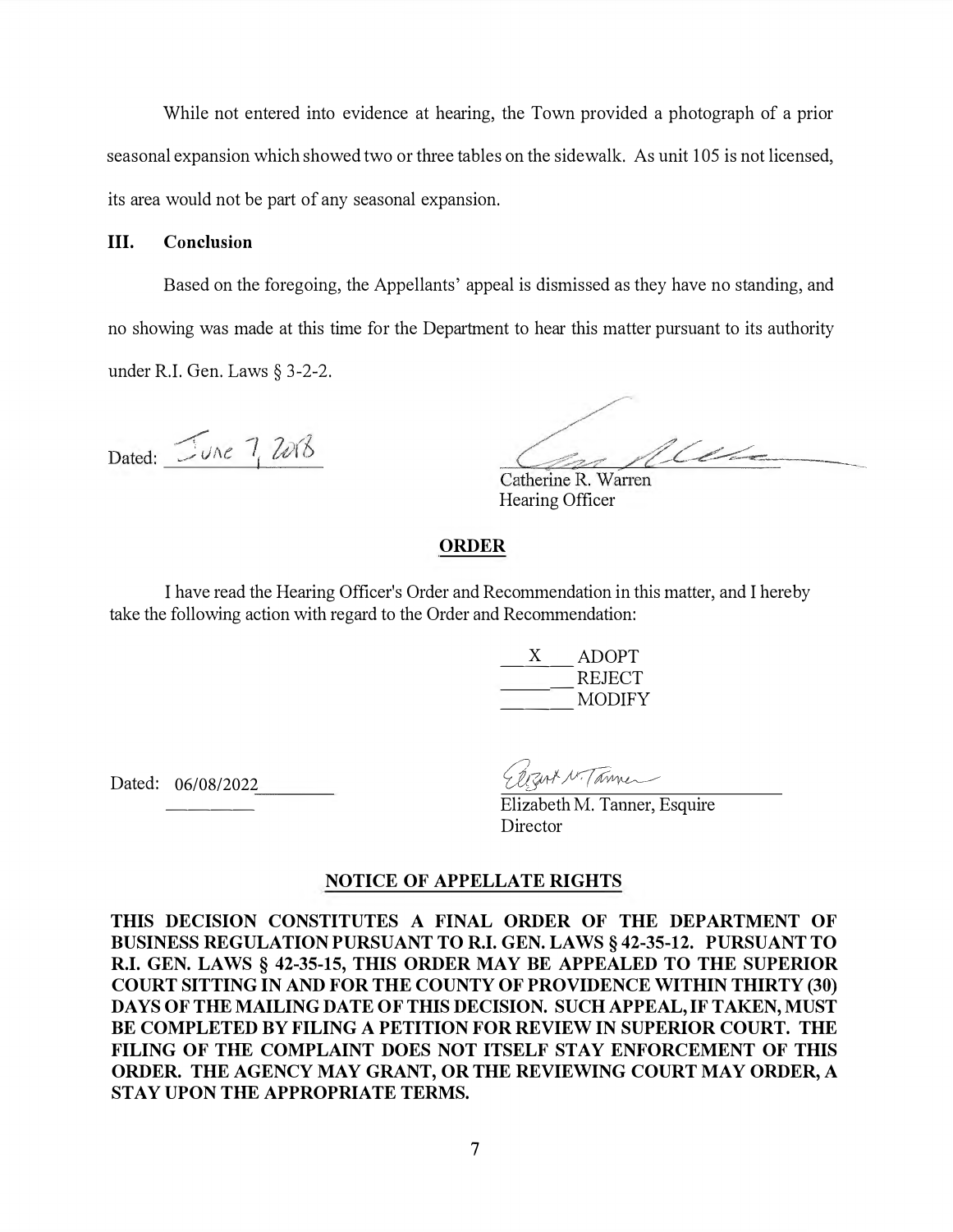While not entered into evidence at hearing, the Town provided a photograph of a prior seasonal expansion which showed two or three tables on the sidewalk. As unit 105 is not licensed, its area would not be part of any seasonal expansion.

## III. Conclusion

Based on the foregoing, the Appellants' appeal is dismissed as they have no standing, and no showing was made at this time for the Department to hear this matter pursuant to its authority under R.I. Gen. Laws § 3-2-2.

Dated: June 7, 2018

Catherine R. Warren
Hearing Officer

## ORDER

I have read the Hearing Officer's Order and Recommendation in this matter, and I hereby take the following action with regard to the Order and Recommendation:

\_\_X\_\_ ADOPT
\_\_\_\_\_ REJECT
\_\_\_\_\_ MODIFY

Dated: 06/08/2022

Elizabeth M. Tanner, Esquire
Director

## NOTICE OF APPELLATE RIGHTS

**THIS DECISION CONSTITUTES A FINAL ORDER OF THE DEPARTMENT OF BUSINESS REGULATION PURSUANT TO R.I. GEN. LAWS § 42-35-12. PURSUANT TO R.I. GEN. LAWS § 42-35-15, THIS ORDER MAY BE APPEALED TO THE SUPERIOR COURT SITTING IN AND FOR THE COUNTY OF PROVIDENCE WITHIN THIRTY (30) DAYS OF THE MAILING DATE OF THIS DECISION. SUCH APPEAL, IF TAKEN, MUST BE COMPLETED BY FILING A PETITION FOR REVIEW IN SUPERIOR COURT. THE FILING OF THE COMPLAINT DOES NOT ITSELF STAY ENFORCEMENT OF THIS ORDER. THE AGENCY MAY GRANT, OR THE REVIEWING COURT MAY ORDER, A STAY UPON THE APPROPRIATE TERMS.**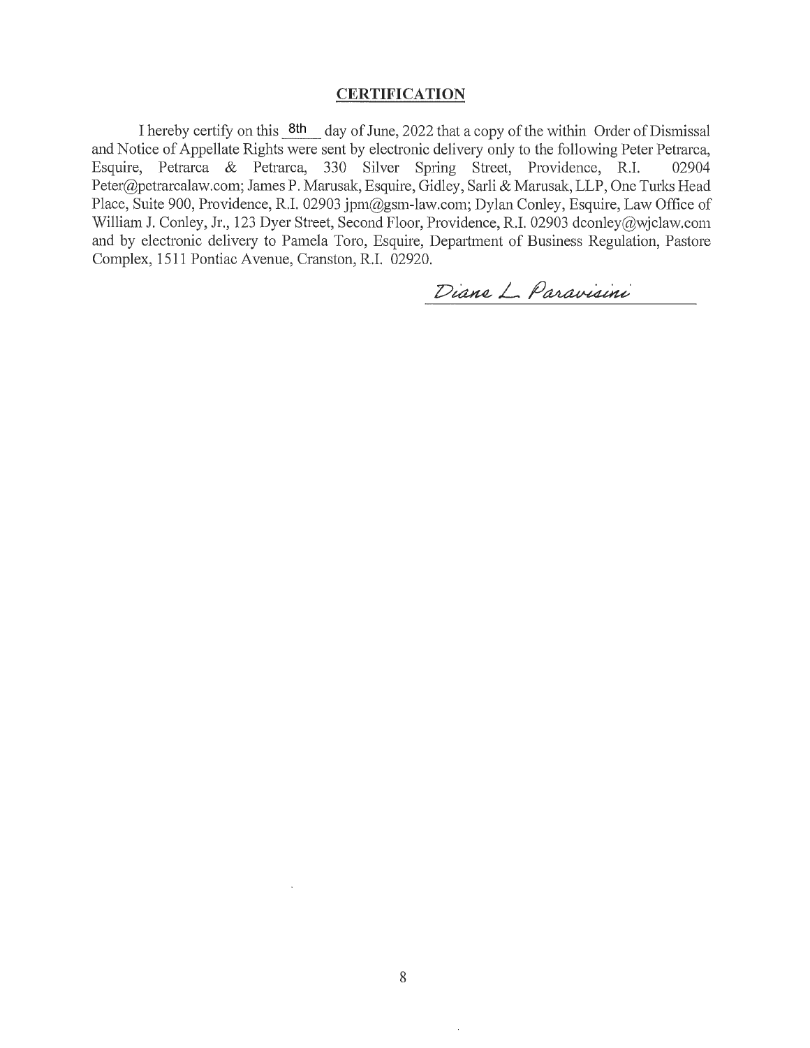## CERTIFICATION

I hereby certify on this 8th day of June, 2022 that a copy of the within Order of Dismissal and Notice of Appellate Rights were sent by electronic delivery only to the following Peter Petrarca, Esquire, Petrarca & Petrarca, 330 Silver Spring Street, Providence, R.I. 02904 Peter@petrarcalaw.com; James P. Marusak, Esquire, Gidley, Sarli & Marusak, LLP, One Turks Head Place, Suite 900, Providence, R.I. 02903 jpm@gsm-law.com; Dylan Conley, Esquire, Law Office of William J. Conley, Jr., 123 Dyer Street, Second Floor, Providence, R.I. 02903 dconley@wjclaw.com and by electronic delivery to Pamela Toro, Esquire, Department of Business Regulation, Pastore Complex, 1511 Pontiac Avenue, Cranston, R.I. 02920.

Diane L. Paravisini